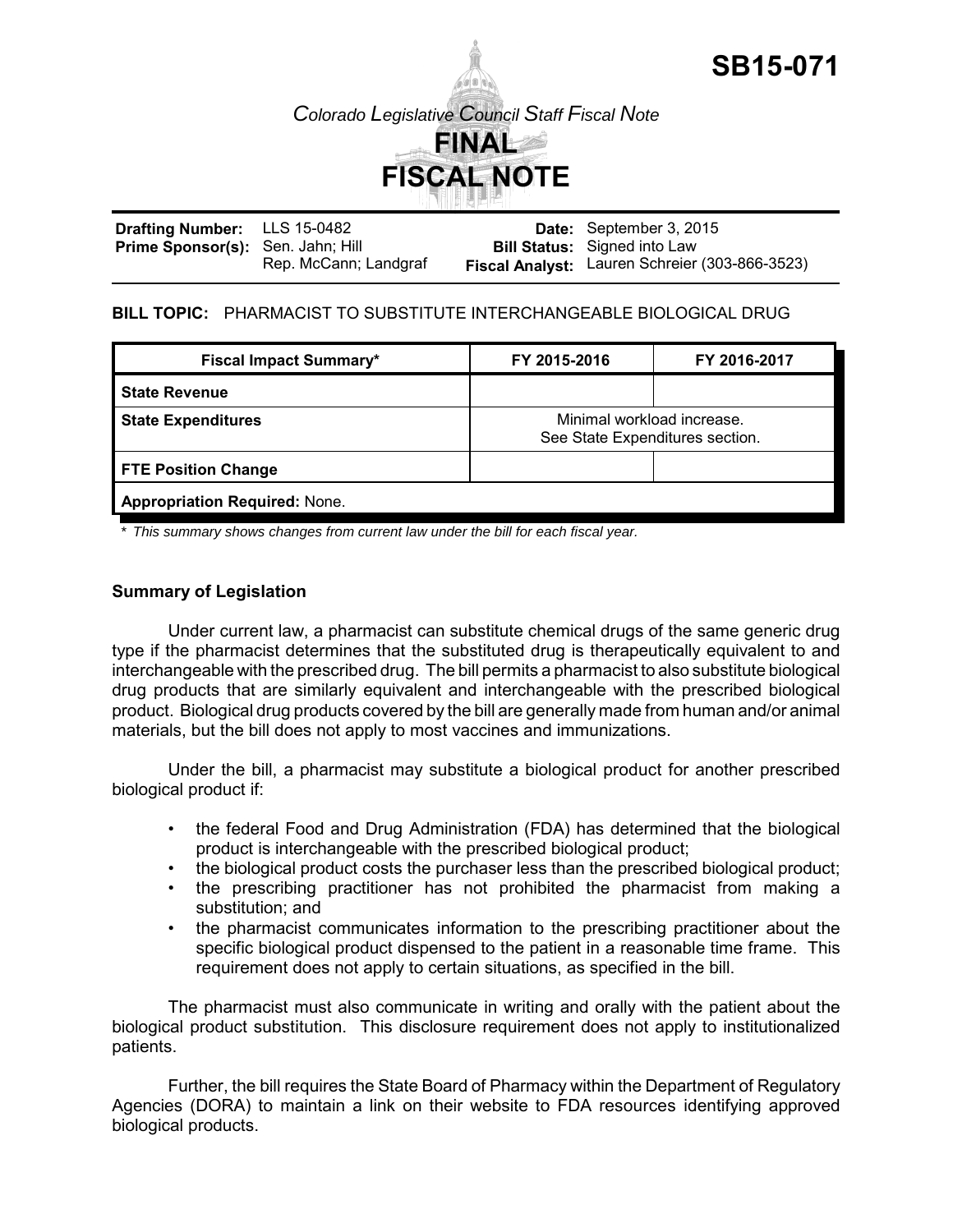# SB15-071

*Colorado Legislative Council Staff Fiscal Note*

# FINAL FISCAL NOTE

| | | | |
|---|---|---|---|
| **Drafting Number:** | LLS 15-0482 | **Date:** | September 3, 2015 |
| **Prime Sponsor(s):** | Sen. Jahn; Hill<br>Rep. McCann; Landgraf | **Bill Status:** | Signed into Law |
| | | **Fiscal Analyst:** | Lauren Schreier (303-866-3523) |

**BILL TOPIC:** PHARMACIST TO SUBSTITUTE INTERCHANGEABLE BIOLOGICAL DRUG

| Fiscal Impact Summary* | FY 2015-2016 | FY 2016-2017 |
|---|---|---|
| **State Revenue** | | |
| **State Expenditures** | Minimal workload increase. See State Expenditures section. | |
| **FTE Position Change** | | |
| **Appropriation Required:** None. | | |

\* *This summary shows changes from current law under the bill for each fiscal year.*

### Summary of Legislation

Under current law, a pharmacist can substitute chemical drugs of the same generic drug type if the pharmacist determines that the substituted drug is therapeutically equivalent to and interchangeable with the prescribed drug. The bill permits a pharmacist to also substitute biological drug products that are similarly equivalent and interchangeable with the prescribed biological product. Biological drug products covered by the bill are generally made from human and/or animal materials, but the bill does not apply to most vaccines and immunizations.

Under the bill, a pharmacist may substitute a biological product for another prescribed biological product if:

- the federal Food and Drug Administration (FDA) has determined that the biological product is interchangeable with the prescribed biological product;
- the biological product costs the purchaser less than the prescribed biological product;
- the prescribing practitioner has not prohibited the pharmacist from making a substitution; and
- the pharmacist communicates information to the prescribing practitioner about the specific biological product dispensed to the patient in a reasonable time frame. This requirement does not apply to certain situations, as specified in the bill.

The pharmacist must also communicate in writing and orally with the patient about the biological product substitution. This disclosure requirement does not apply to institutionalized patients.

Further, the bill requires the State Board of Pharmacy within the Department of Regulatory Agencies (DORA) to maintain a link on their website to FDA resources identifying approved biological products.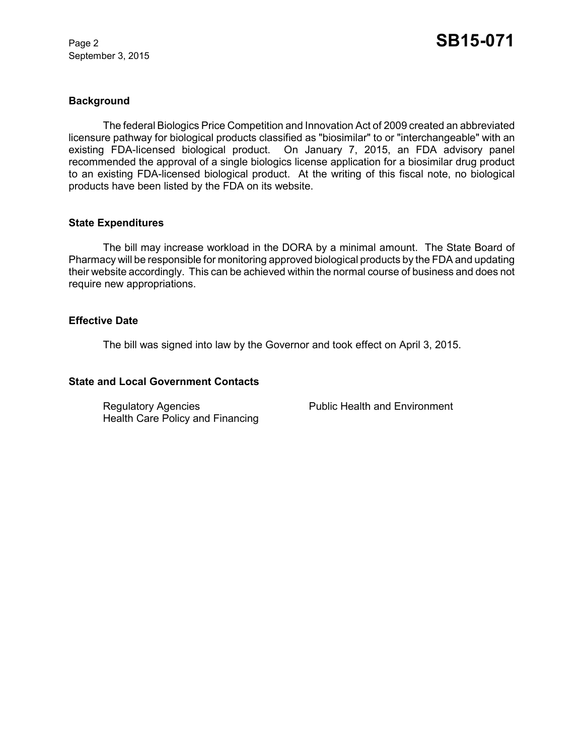## Background

The federal Biologics Price Competition and Innovation Act of 2009 created an abbreviated licensure pathway for biological products classified as "biosimilar" to or "interchangeable" with an existing FDA-licensed biological product. On January 7, 2015, an FDA advisory panel recommended the approval of a single biologics license application for a biosimilar drug product to an existing FDA-licensed biological product. At the writing of this fiscal note, no biological products have been listed by the FDA on its website.

## State Expenditures

The bill may increase workload in the DORA by a minimal amount. The State Board of Pharmacy will be responsible for monitoring approved biological products by the FDA and updating their website accordingly. This can be achieved within the normal course of business and does not require new appropriations.

## Effective Date

The bill was signed into law by the Governor and took effect on April 3, 2015.

## State and Local Government Contacts

| | |
|---|---|
| Regulatory Agencies | Public Health and Environment |
| Health Care Policy and Financing | |